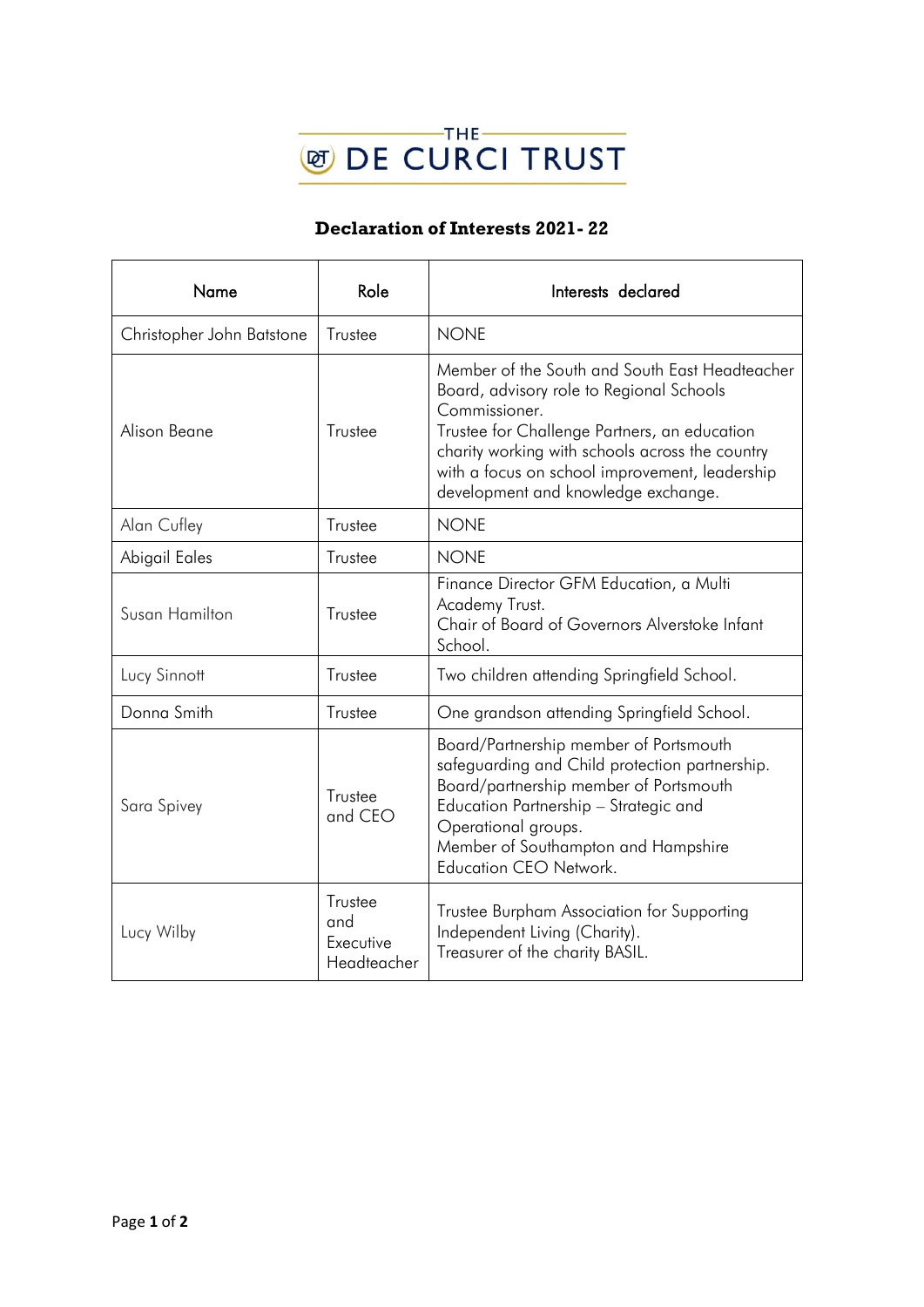THE DE CURCI TRUST

## Declaration of Interests 2021- 22

| Name | Role | Interests declared |
|---|---|---|
| Christopher John Batstone | Trustee | NONE |
| Alison Beane | Trustee | Member of the South and South East Headteacher Board, advisory role to Regional Schools Commissioner.<br>Trustee for Challenge Partners, an education charity working with schools across the country with a focus on school improvement, leadership development and knowledge exchange. |
| Alan Cufley | Trustee | NONE |
| Abigail Eales | Trustee | NONE |
| Susan Hamilton | Trustee | Finance Director GFM Education, a Multi Academy Trust.<br>Chair of Board of Governors Alverstoke Infant School. |
| Lucy Sinnott | Trustee | Two children attending Springfield School. |
| Donna Smith | Trustee | One grandson attending Springfield School. |
| Sara Spivey | Trustee and CEO | Board/Partnership member of Portsmouth safeguarding and Child protection partnership.<br>Board/partnership member of Portsmouth Education Partnership – Strategic and Operational groups.<br>Member of Southampton and Hampshire Education CEO Network. |
| Lucy Wilby | Trustee and Executive Headteacher | Trustee Burpham Association for Supporting Independent Living (Charity).<br>Treasurer of the charity BASIL. |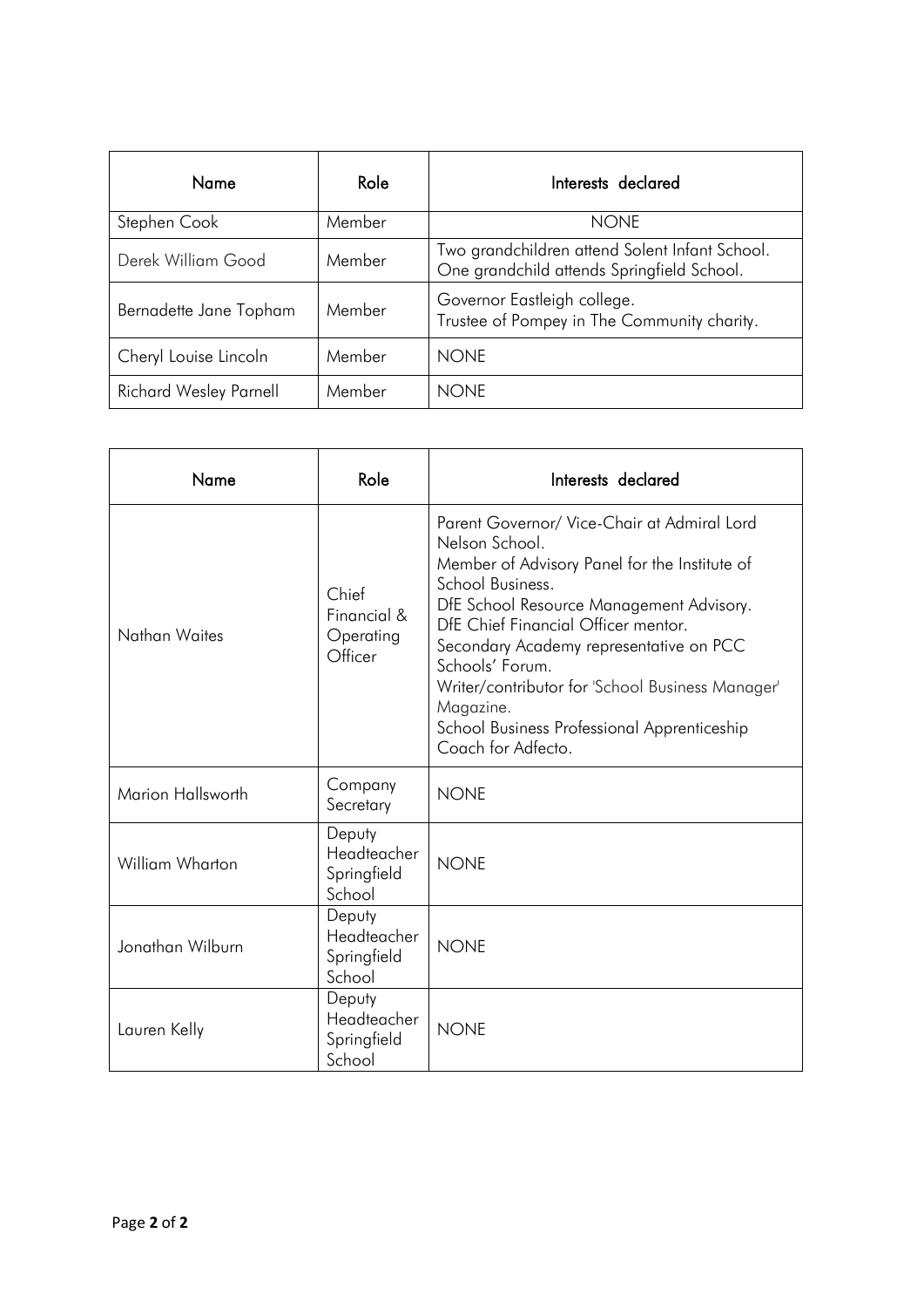| Name | Role | Interests declared |
|---|---|---|
| Stephen Cook | Member | NONE |
| Derek William Good | Member | Two grandchildren attend Solent Infant School.<br>One grandchild attends Springfield School. |
| Bernadette Jane Topham | Member | Governor Eastleigh college.<br>Trustee of Pompey in The Community charity. |
| Cheryl Louise Lincoln | Member | NONE |
| Richard Wesley Parnell | Member | NONE |

| Name | Role | Interests declared |
|---|---|---|
| Nathan Waites | Chief Financial & Operating Officer | Parent Governor/ Vice-Chair at Admiral Lord Nelson School.<br>Member of Advisory Panel for the Institute of School Business.<br>DfE School Resource Management Advisory.<br>DfE Chief Financial Officer mentor.<br>Secondary Academy representative on PCC Schools' Forum.<br>Writer/contributor for 'School Business Manager' Magazine.<br>School Business Professional Apprenticeship Coach for Adfecto. |
| Marion Hallsworth | Company Secretary | NONE |
| William Wharton | Deputy Headteacher Springfield School | NONE |
| Jonathan Wilburn | Deputy Headteacher Springfield School | NONE |
| Lauren Kelly | Deputy Headteacher Springfield School | NONE |